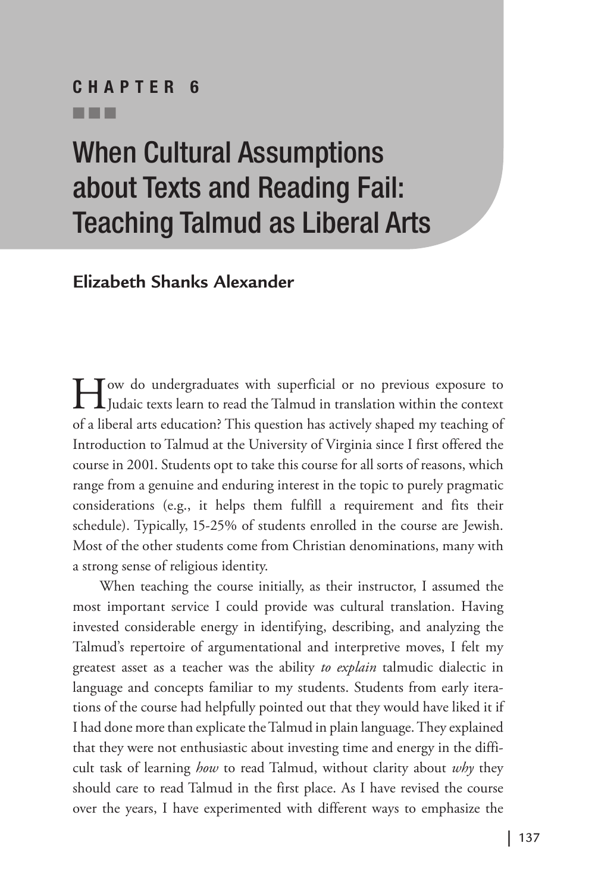## CHAPTER 6

# When Cultural Assumptions about Texts and Reading Fail: Teaching Talmud as Liberal Arts

**Elizabeth Shanks Alexander**

How do undergraduates with superficial or no previous exposure to Judaic texts learn to read the Talmud in translation within the context of a liberal arts education? This question has actively shaped my teaching of Introduction to Talmud at the University of Virginia since I first offered the course in 2001. Students opt to take this course for all sorts of reasons, which range from a genuine and enduring interest in the topic to purely pragmatic considerations (e.g., it helps them fulfill a requirement and fits their schedule). Typically, 15-25% of students enrolled in the course are Jewish. Most of the other students come from Christian denominations, many with a strong sense of religious identity.

When teaching the course initially, as their instructor, I assumed the most important service I could provide was cultural translation. Having invested considerable energy in identifying, describing, and analyzing the Talmud's repertoire of argumentational and interpretive moves, I felt my greatest asset as a teacher was the ability *to explain* talmudic dialectic in language and concepts familiar to my students. Students from early iterations of the course had helpfully pointed out that they would have liked it if I had done more than explicate the Talmud in plain language. They explained that they were not enthusiastic about investing time and energy in the difficult task of learning *how* to read Talmud, without clarity about *why* they should care to read Talmud in the first place. As I have revised the course over the years, I have experimented with different ways to emphasize the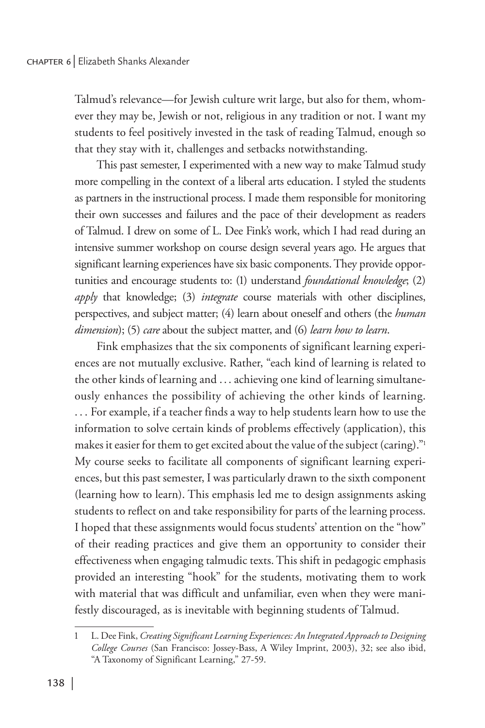Talmud's relevance—for Jewish culture writ large, but also for them, whomever they may be, Jewish or not, religious in any tradition or not. I want my students to feel positively invested in the task of reading Talmud, enough so that they stay with it, challenges and setbacks notwithstanding.

This past semester, I experimented with a new way to make Talmud study more compelling in the context of a liberal arts education. I styled the students as partners in the instructional process. I made them responsible for monitoring their own successes and failures and the pace of their development as readers of Talmud. I drew on some of L. Dee Fink's work, which I had read during an intensive summer workshop on course design several years ago. He argues that significant learning experiences have six basic components. They provide opportunities and encourage students to: (1) understand *foundational knowledge*; (2) *apply* that knowledge; (3) *integrate* course materials with other disciplines, perspectives, and subject matter; (4) learn about oneself and others (the *human dimension*); (5) *care* about the subject matter, and (6) *learn how to learn*.

Fink emphasizes that the six components of significant learning experiences are not mutually exclusive. Rather, "each kind of learning is related to the other kinds of learning and . . . achieving one kind of learning simultaneously enhances the possibility of achieving the other kinds of learning. . . . For example, if a teacher finds a way to help students learn how to use the information to solve certain kinds of problems effectively (application), this makes it easier for them to get excited about the value of the subject (caring)."[1] My course seeks to facilitate all components of significant learning experiences, but this past semester, I was particularly drawn to the sixth component (learning how to learn). This emphasis led me to design assignments asking students to reflect on and take responsibility for parts of the learning process. I hoped that these assignments would focus students' attention on the "how" of their reading practices and give them an opportunity to consider their effectiveness when engaging talmudic texts. This shift in pedagogic emphasis provided an interesting "hook" for the students, motivating them to work with material that was difficult and unfamiliar, even when they were manifestly discouraged, as is inevitable with beginning students of Talmud.

---

1 L. Dee Fink, *Creating Significant Learning Experiences: An Integrated Approach to Designing College Courses* (San Francisco: Jossey-Bass, A Wiley Imprint, 2003), 32; see also ibid, "A Taxonomy of Significant Learning," 27-59.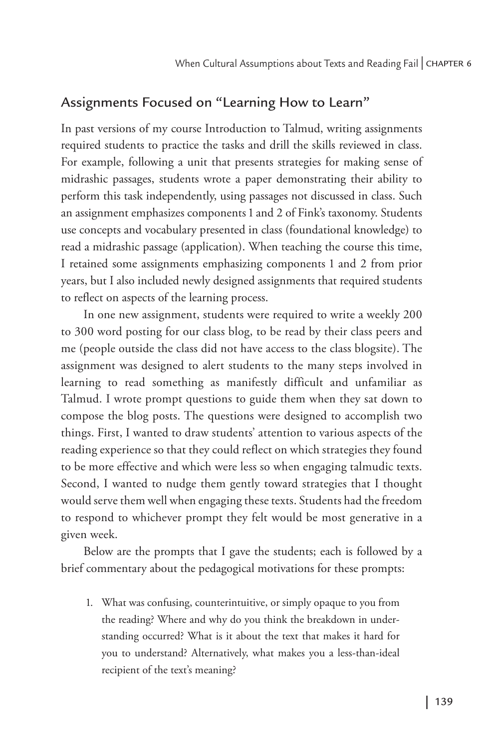## Assignments Focused on "Learning How to Learn"

In past versions of my course Introduction to Talmud, writing assignments required students to practice the tasks and drill the skills reviewed in class. For example, following a unit that presents strategies for making sense of midrashic passages, students wrote a paper demonstrating their ability to perform this task independently, using passages not discussed in class. Such an assignment emphasizes components 1 and 2 of Fink's taxonomy. Students use concepts and vocabulary presented in class (foundational knowledge) to read a midrashic passage (application). When teaching the course this time, I retained some assignments emphasizing components 1 and 2 from prior years, but I also included newly designed assignments that required students to reflect on aspects of the learning process.

In one new assignment, students were required to write a weekly 200 to 300 word posting for our class blog, to be read by their class peers and me (people outside the class did not have access to the class blogsite). The assignment was designed to alert students to the many steps involved in learning to read something as manifestly difficult and unfamiliar as Talmud. I wrote prompt questions to guide them when they sat down to compose the blog posts. The questions were designed to accomplish two things. First, I wanted to draw students' attention to various aspects of the reading experience so that they could reflect on which strategies they found to be more effective and which were less so when engaging talmudic texts. Second, I wanted to nudge them gently toward strategies that I thought would serve them well when engaging these texts. Students had the freedom to respond to whichever prompt they felt would be most generative in a given week.

Below are the prompts that I gave the students; each is followed by a brief commentary about the pedagogical motivations for these prompts:

1. What was confusing, counterintuitive, or simply opaque to you from the reading? Where and why do you think the breakdown in understanding occurred? What is it about the text that makes it hard for you to understand? Alternatively, what makes you a less-than-ideal recipient of the text's meaning?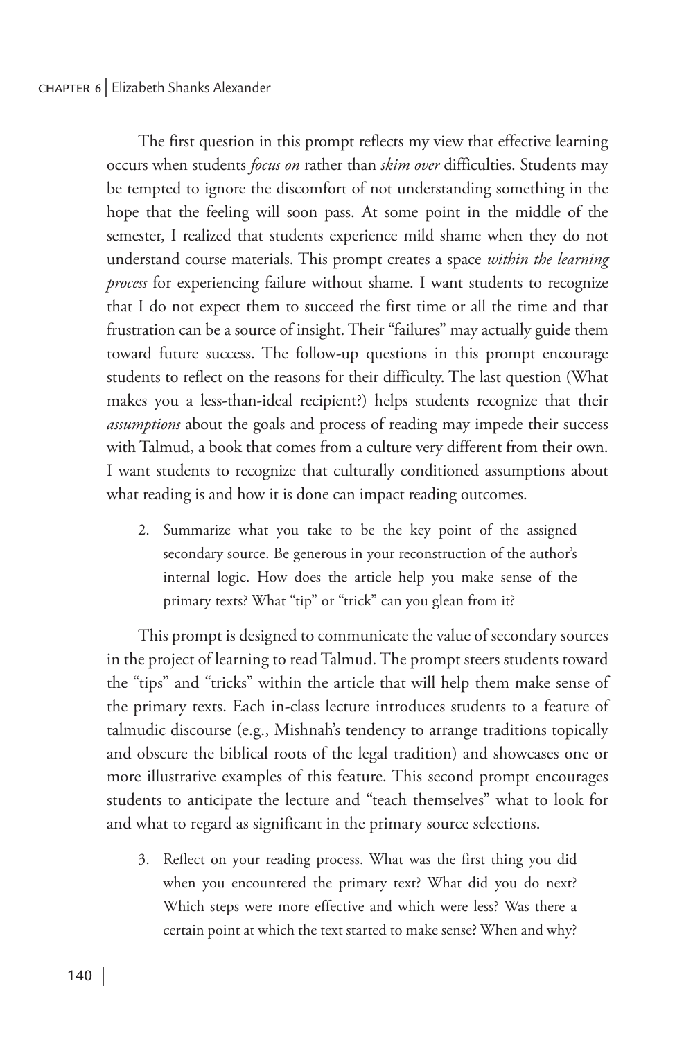The first question in this prompt reflects my view that effective learning occurs when students *focus on* rather than *skim over* difficulties. Students may be tempted to ignore the discomfort of not understanding something in the hope that the feeling will soon pass. At some point in the middle of the semester, I realized that students experience mild shame when they do not understand course materials. This prompt creates a space *within the learning process* for experiencing failure without shame. I want students to recognize that I do not expect them to succeed the first time or all the time and that frustration can be a source of insight. Their "failures" may actually guide them toward future success. The follow-up questions in this prompt encourage students to reflect on the reasons for their difficulty. The last question (What makes you a less-than-ideal recipient?) helps students recognize that their *assumptions* about the goals and process of reading may impede their success with Talmud, a book that comes from a culture very different from their own. I want students to recognize that culturally conditioned assumptions about what reading is and how it is done can impact reading outcomes.

2. Summarize what you take to be the key point of the assigned secondary source. Be generous in your reconstruction of the author's internal logic. How does the article help you make sense of the primary texts? What "tip" or "trick" can you glean from it?

This prompt is designed to communicate the value of secondary sources in the project of learning to read Talmud. The prompt steers students toward the "tips" and "tricks" within the article that will help them make sense of the primary texts. Each in-class lecture introduces students to a feature of talmudic discourse (e.g., Mishnah's tendency to arrange traditions topically and obscure the biblical roots of the legal tradition) and showcases one or more illustrative examples of this feature. This second prompt encourages students to anticipate the lecture and "teach themselves" what to look for and what to regard as significant in the primary source selections.

3. Reflect on your reading process. What was the first thing you did when you encountered the primary text? What did you do next? Which steps were more effective and which were less? Was there a certain point at which the text started to make sense? When and why?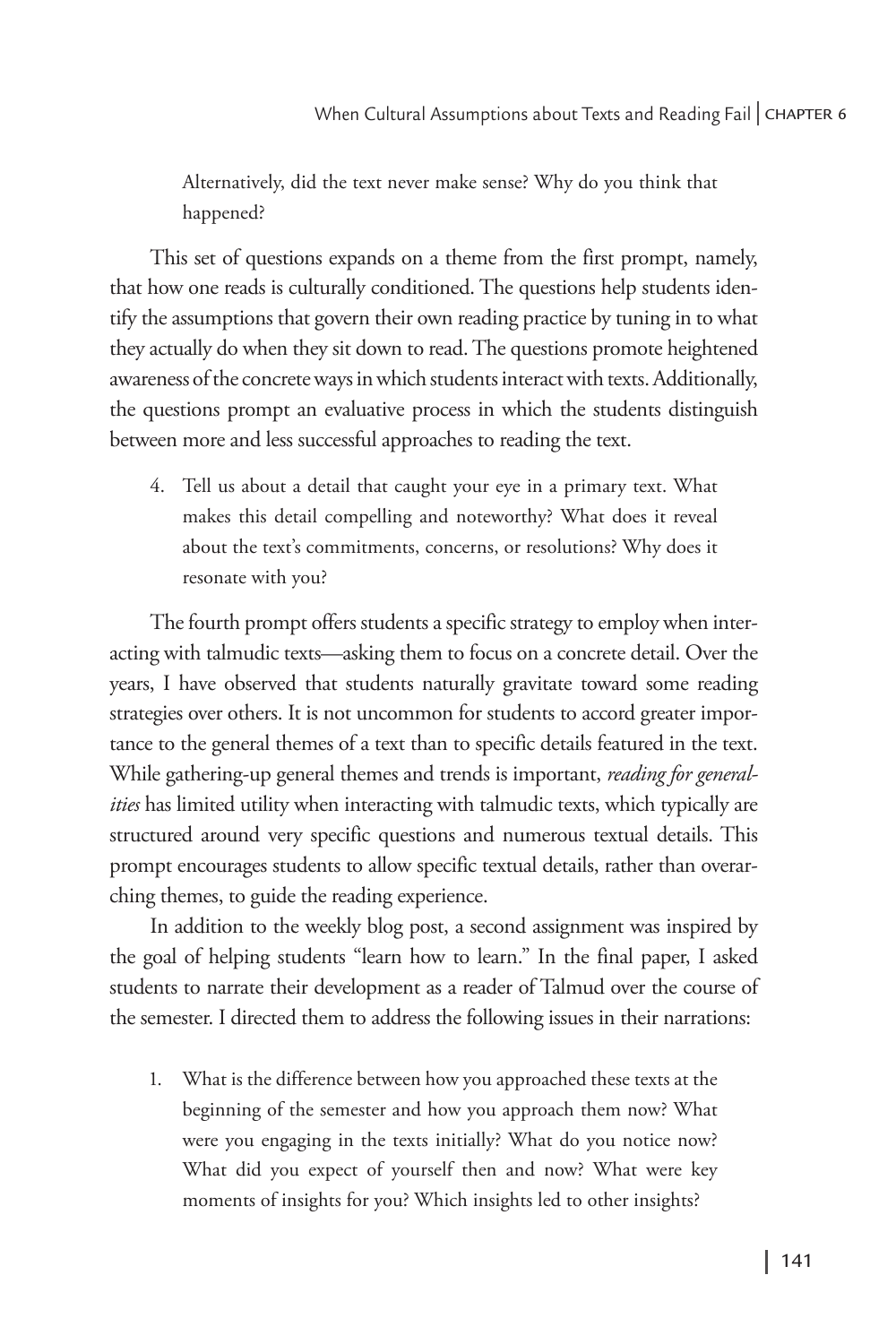> Alternatively, did the text never make sense? Why do you think that happened?

This set of questions expands on a theme from the first prompt, namely, that how one reads is culturally conditioned. The questions help students identify the assumptions that govern their own reading practice by tuning in to what they actually do when they sit down to read. The questions promote heightened awareness of the concrete ways in which students interact with texts. Additionally, the questions prompt an evaluative process in which the students distinguish between more and less successful approaches to reading the text.

4. Tell us about a detail that caught your eye in a primary text. What makes this detail compelling and noteworthy? What does it reveal about the text's commitments, concerns, or resolutions? Why does it resonate with you?

The fourth prompt offers students a specific strategy to employ when interacting with talmudic texts—asking them to focus on a concrete detail. Over the years, I have observed that students naturally gravitate toward some reading strategies over others. It is not uncommon for students to accord greater importance to the general themes of a text than to specific details featured in the text. While gathering-up general themes and trends is important, *reading for generalities* has limited utility when interacting with talmudic texts, which typically are structured around very specific questions and numerous textual details. This prompt encourages students to allow specific textual details, rather than overarching themes, to guide the reading experience.

In addition to the weekly blog post, a second assignment was inspired by the goal of helping students "learn how to learn." In the final paper, I asked students to narrate their development as a reader of Talmud over the course of the semester. I directed them to address the following issues in their narrations:

1. What is the difference between how you approached these texts at the beginning of the semester and how you approach them now? What were you engaging in the texts initially? What do you notice now? What did you expect of yourself then and now? What were key moments of insights for you? Which insights led to other insights?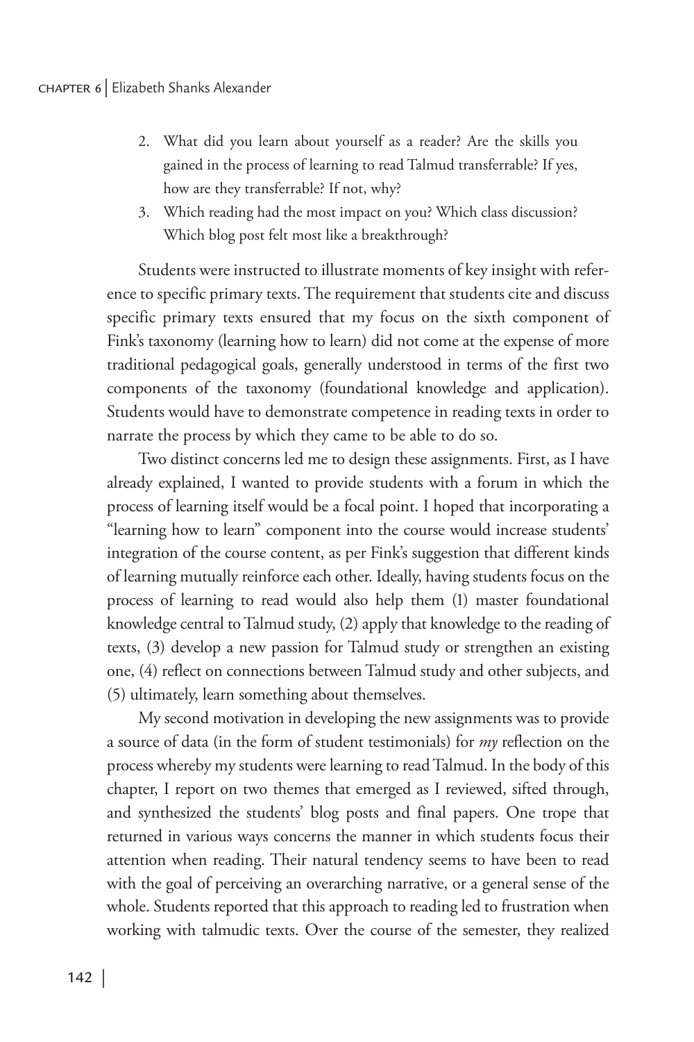2. What did you learn about yourself as a reader? Are the skills you gained in the process of learning to read Talmud transferrable? If yes, how are they transferrable? If not, why?
3. Which reading had the most impact on you? Which class discussion? Which blog post felt most like a breakthrough?

Students were instructed to illustrate moments of key insight with reference to specific primary texts. The requirement that students cite and discuss specific primary texts ensured that my focus on the sixth component of Fink's taxonomy (learning how to learn) did not come at the expense of more traditional pedagogical goals, generally understood in terms of the first two components of the taxonomy (foundational knowledge and application). Students would have to demonstrate competence in reading texts in order to narrate the process by which they came to be able to do so.

Two distinct concerns led me to design these assignments. First, as I have already explained, I wanted to provide students with a forum in which the process of learning itself would be a focal point. I hoped that incorporating a "learning how to learn" component into the course would increase students' integration of the course content, as per Fink's suggestion that different kinds of learning mutually reinforce each other. Ideally, having students focus on the process of learning to read would also help them (1) master foundational knowledge central to Talmud study, (2) apply that knowledge to the reading of texts, (3) develop a new passion for Talmud study or strengthen an existing one, (4) reflect on connections between Talmud study and other subjects, and (5) ultimately, learn something about themselves.

My second motivation in developing the new assignments was to provide a source of data (in the form of student testimonials) for *my* reflection on the process whereby my students were learning to read Talmud. In the body of this chapter, I report on two themes that emerged as I reviewed, sifted through, and synthesized the students' blog posts and final papers. One trope that returned in various ways concerns the manner in which students focus their attention when reading. Their natural tendency seems to have been to read with the goal of perceiving an overarching narrative, or a general sense of the whole. Students reported that this approach to reading led to frustration when working with talmudic texts. Over the course of the semester, they realized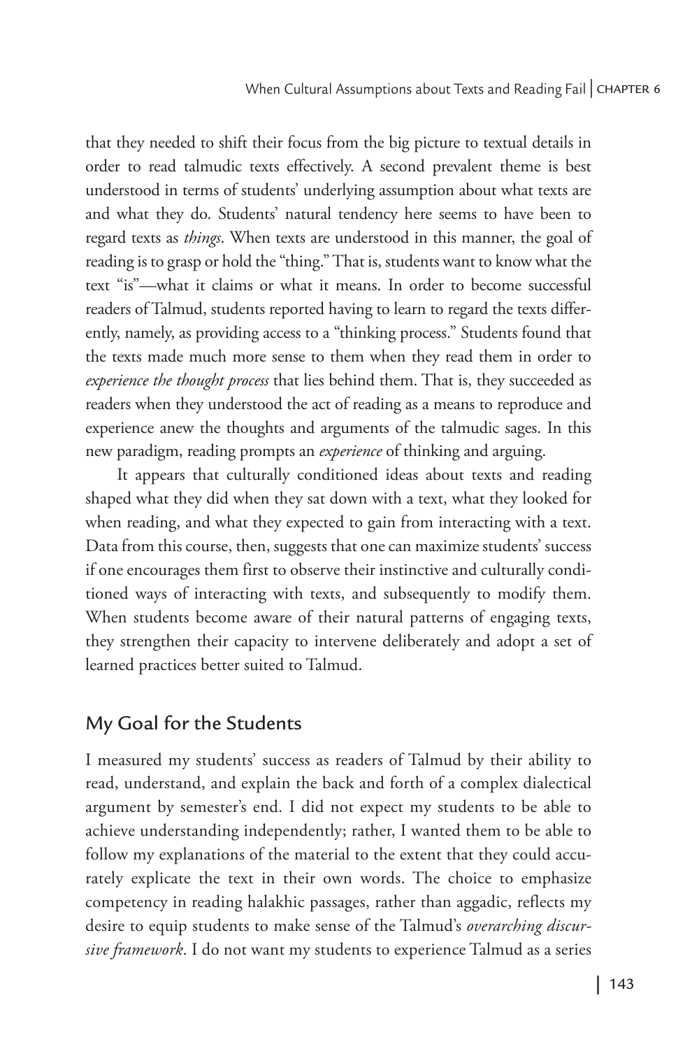that they needed to shift their focus from the big picture to textual details in order to read talmudic texts effectively. A second prevalent theme is best understood in terms of students' underlying assumption about what texts are and what they do. Students' natural tendency here seems to have been to regard texts as *things*. When texts are understood in this manner, the goal of reading is to grasp or hold the "thing." That is, students want to know what the text "is"—what it claims or what it means. In order to become successful readers of Talmud, students reported having to learn to regard the texts differently, namely, as providing access to a "thinking process." Students found that the texts made much more sense to them when they read them in order to *experience the thought process* that lies behind them. That is, they succeeded as readers when they understood the act of reading as a means to reproduce and experience anew the thoughts and arguments of the talmudic sages. In this new paradigm, reading prompts an *experience* of thinking and arguing.

It appears that culturally conditioned ideas about texts and reading shaped what they did when they sat down with a text, what they looked for when reading, and what they expected to gain from interacting with a text. Data from this course, then, suggests that one can maximize students' success if one encourages them first to observe their instinctive and culturally conditioned ways of interacting with texts, and subsequently to modify them. When students become aware of their natural patterns of engaging texts, they strengthen their capacity to intervene deliberately and adopt a set of learned practices better suited to Talmud.

## My Goal for the Students

I measured my students' success as readers of Talmud by their ability to read, understand, and explain the back and forth of a complex dialectical argument by semester's end. I did not expect my students to be able to achieve understanding independently; rather, I wanted them to be able to follow my explanations of the material to the extent that they could accurately explicate the text in their own words. The choice to emphasize competency in reading halakhic passages, rather than aggadic, reflects my desire to equip students to make sense of the Talmud's *overarching discursive framework*. I do not want my students to experience Talmud as a series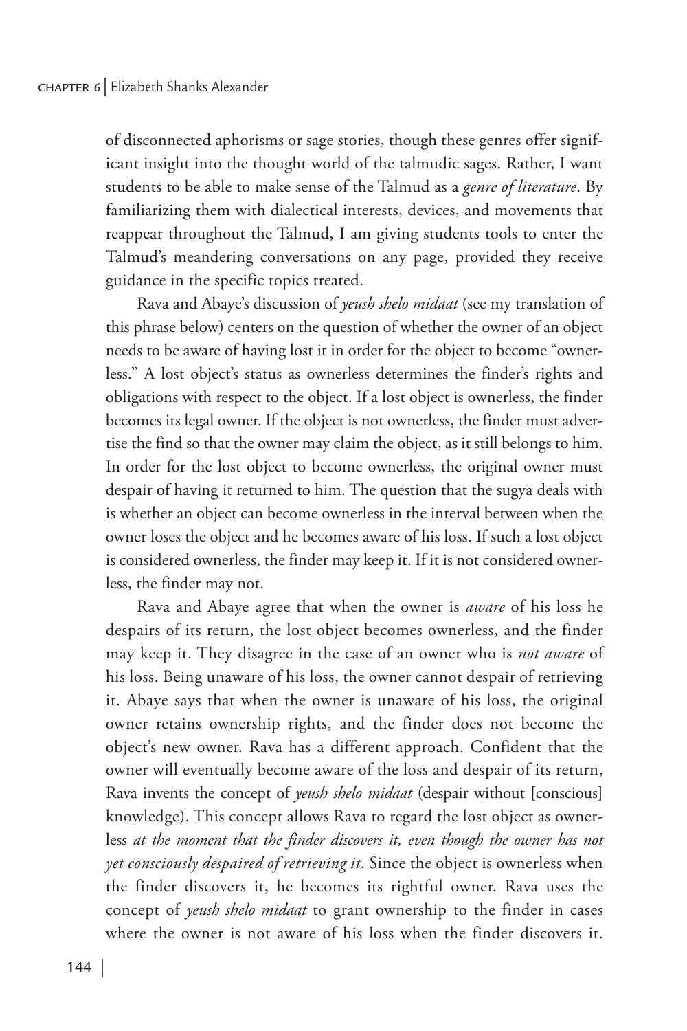of disconnected aphorisms or sage stories, though these genres offer significant insight into the thought world of the talmudic sages. Rather, I want students to be able to make sense of the Talmud as a *genre of literature*. By familiarizing them with dialectical interests, devices, and movements that reappear throughout the Talmud, I am giving students tools to enter the Talmud's meandering conversations on any page, provided they receive guidance in the specific topics treated.

Rava and Abaye's discussion of *yeush shelo midaat* (see my translation of this phrase below) centers on the question of whether the owner of an object needs to be aware of having lost it in order for the object to become "ownerless." A lost object's status as ownerless determines the finder's rights and obligations with respect to the object. If a lost object is ownerless, the finder becomes its legal owner. If the object is not ownerless, the finder must advertise the find so that the owner may claim the object, as it still belongs to him. In order for the lost object to become ownerless, the original owner must despair of having it returned to him. The question that the sugya deals with is whether an object can become ownerless in the interval between when the owner loses the object and he becomes aware of his loss. If such a lost object is considered ownerless, the finder may keep it. If it is not considered ownerless, the finder may not.

Rava and Abaye agree that when the owner is *aware* of his loss he despairs of its return, the lost object becomes ownerless, and the finder may keep it. They disagree in the case of an owner who is *not aware* of his loss. Being unaware of his loss, the owner cannot despair of retrieving it. Abaye says that when the owner is unaware of his loss, the original owner retains ownership rights, and the finder does not become the object's new owner. Rava has a different approach. Confident that the owner will eventually become aware of the loss and despair of its return, Rava invents the concept of *yeush shelo midaat* (despair without [conscious] knowledge). This concept allows Rava to regard the lost object as ownerless *at the moment that the finder discovers it, even though the owner has not yet consciously despaired of retrieving it*. Since the object is ownerless when the finder discovers it, he becomes its rightful owner. Rava uses the concept of *yeush shelo midaat* to grant ownership to the finder in cases where the owner is not aware of his loss when the finder discovers it.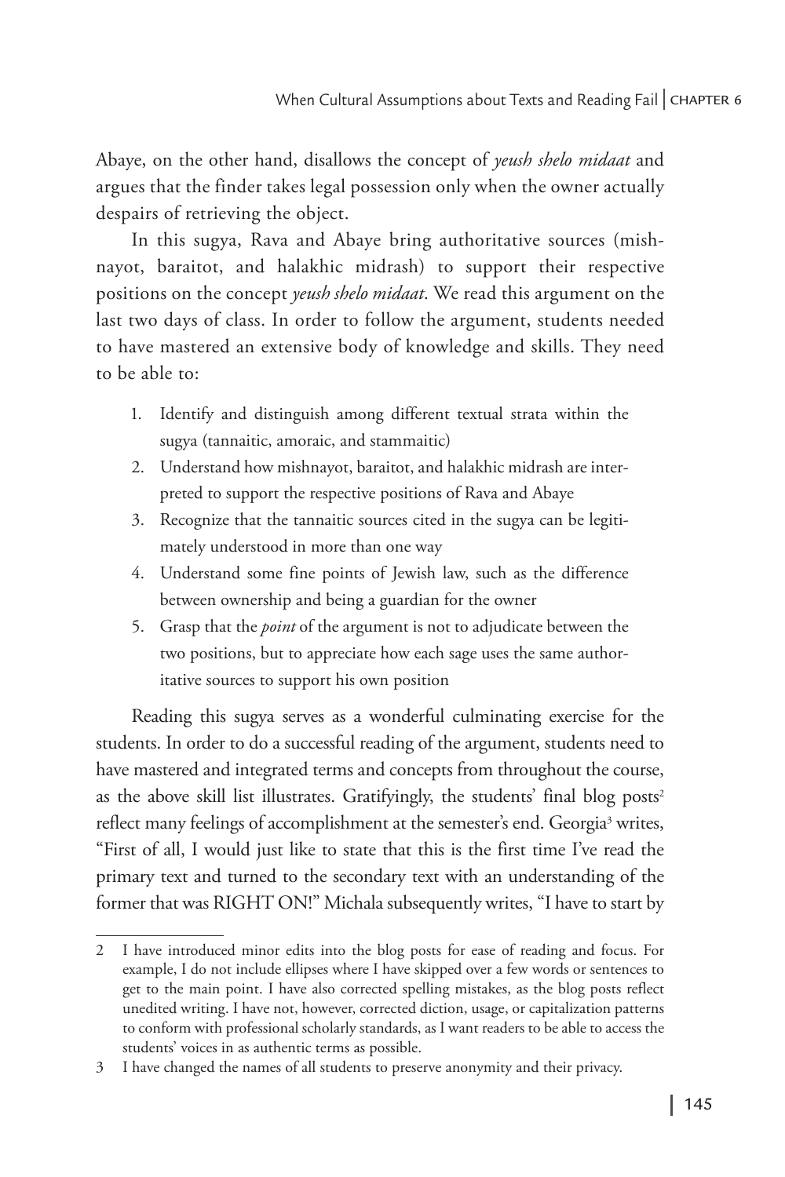Abaye, on the other hand, disallows the concept of *yeush shelo midaat* and argues that the finder takes legal possession only when the owner actually despairs of retrieving the object.

In this sugya, Rava and Abaye bring authoritative sources (mishnayot, baraitot, and halakhic midrash) to support their respective positions on the concept *yeush shelo midaat*. We read this argument on the last two days of class. In order to follow the argument, students needed to have mastered an extensive body of knowledge and skills. They need to be able to:

1. Identify and distinguish among different textual strata within the sugya (tannaitic, amoraic, and stammaitic)
2. Understand how mishnayot, baraitot, and halakhic midrash are interpreted to support the respective positions of Rava and Abaye
3. Recognize that the tannaitic sources cited in the sugya can be legitimately understood in more than one way
4. Understand some fine points of Jewish law, such as the difference between ownership and being a guardian for the owner
5. Grasp that the *point* of the argument is not to adjudicate between the two positions, but to appreciate how each sage uses the same authoritative sources to support his own position

Reading this sugya serves as a wonderful culminating exercise for the students. In order to do a successful reading of the argument, students need to have mastered and integrated terms and concepts from throughout the course, as the above skill list illustrates. Gratifyingly, the students' final blog posts[2] reflect many feelings of accomplishment at the semester's end. Georgia[3] writes, "First of all, I would just like to state that this is the first time I've read the primary text and turned to the secondary text with an understanding of the former that was RIGHT ON!" Michala subsequently writes, "I have to start by

---

2 I have introduced minor edits into the blog posts for ease of reading and focus. For example, I do not include ellipses where I have skipped over a few words or sentences to get to the main point. I have also corrected spelling mistakes, as the blog posts reflect unedited writing. I have not, however, corrected diction, usage, or capitalization patterns to conform with professional scholarly standards, as I want readers to be able to access the students' voices in as authentic terms as possible.

3 I have changed the names of all students to preserve anonymity and their privacy.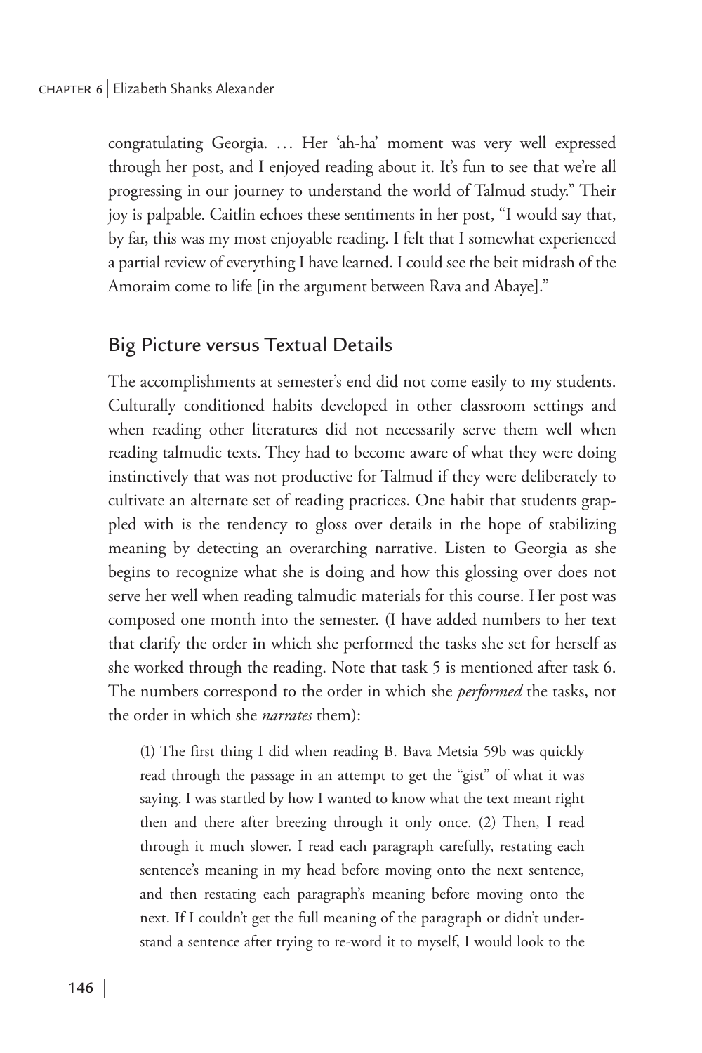congratulating Georgia. … Her 'ah-ha' moment was very well expressed through her post, and I enjoyed reading about it. It's fun to see that we're all progressing in our journey to understand the world of Talmud study." Their joy is palpable. Caitlin echoes these sentiments in her post, "I would say that, by far, this was my most enjoyable reading. I felt that I somewhat experienced a partial review of everything I have learned. I could see the beit midrash of the Amoraim come to life [in the argument between Rava and Abaye]."

## Big Picture versus Textual Details

The accomplishments at semester's end did not come easily to my students. Culturally conditioned habits developed in other classroom settings and when reading other literatures did not necessarily serve them well when reading talmudic texts. They had to become aware of what they were doing instinctively that was not productive for Talmud if they were deliberately to cultivate an alternate set of reading practices. One habit that students grappled with is the tendency to gloss over details in the hope of stabilizing meaning by detecting an overarching narrative. Listen to Georgia as she begins to recognize what she is doing and how this glossing over does not serve her well when reading talmudic materials for this course. Her post was composed one month into the semester. (I have added numbers to her text that clarify the order in which she performed the tasks she set for herself as she worked through the reading. Note that task 5 is mentioned after task 6. The numbers correspond to the order in which she *performed* the tasks, not the order in which she *narrates* them):

> (1) The first thing I did when reading B. Bava Metsia 59b was quickly read through the passage in an attempt to get the "gist" of what it was saying. I was startled by how I wanted to know what the text meant right then and there after breezing through it only once. (2) Then, I read through it much slower. I read each paragraph carefully, restating each sentence's meaning in my head before moving onto the next sentence, and then restating each paragraph's meaning before moving onto the next. If I couldn't get the full meaning of the paragraph or didn't understand a sentence after trying to re-word it to myself, I would look to the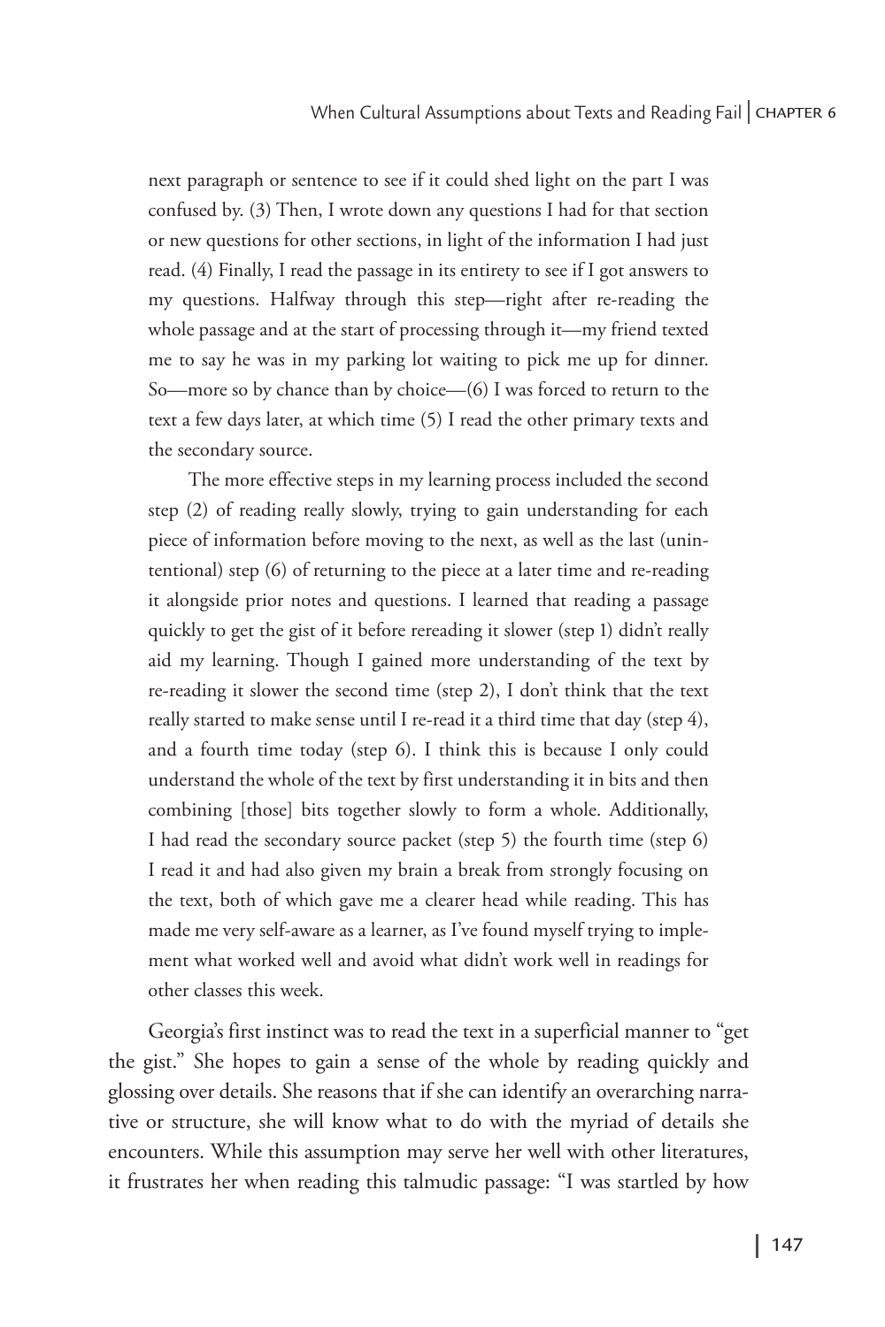> next paragraph or sentence to see if it could shed light on the part I was confused by. (3) Then, I wrote down any questions I had for that section or new questions for other sections, in light of the information I had just read. (4) Finally, I read the passage in its entirety to see if I got answers to my questions. Halfway through this step—right after re-reading the whole passage and at the start of processing through it—my friend texted me to say he was in my parking lot waiting to pick me up for dinner. So—more so by chance than by choice—(6) I was forced to return to the text a few days later, at which time (5) I read the other primary texts and the secondary source.
>
> The more effective steps in my learning process included the second step (2) of reading really slowly, trying to gain understanding for each piece of information before moving to the next, as well as the last (unintentional) step (6) of returning to the piece at a later time and re-reading it alongside prior notes and questions. I learned that reading a passage quickly to get the gist of it before rereading it slower (step 1) didn't really aid my learning. Though I gained more understanding of the text by re-reading it slower the second time (step 2), I don't think that the text really started to make sense until I re-read it a third time that day (step 4), and a fourth time today (step 6). I think this is because I only could understand the whole of the text by first understanding it in bits and then combining [those] bits together slowly to form a whole. Additionally, I had read the secondary source packet (step 5) the fourth time (step 6) I read it and had also given my brain a break from strongly focusing on the text, both of which gave me a clearer head while reading. This has made me very self-aware as a learner, as I've found myself trying to implement what worked well and avoid what didn't work well in readings for other classes this week.

Georgia's first instinct was to read the text in a superficial manner to "get the gist." She hopes to gain a sense of the whole by reading quickly and glossing over details. She reasons that if she can identify an overarching narrative or structure, she will know what to do with the myriad of details she encounters. While this assumption may serve her well with other literatures, it frustrates her when reading this talmudic passage: "I was startled by how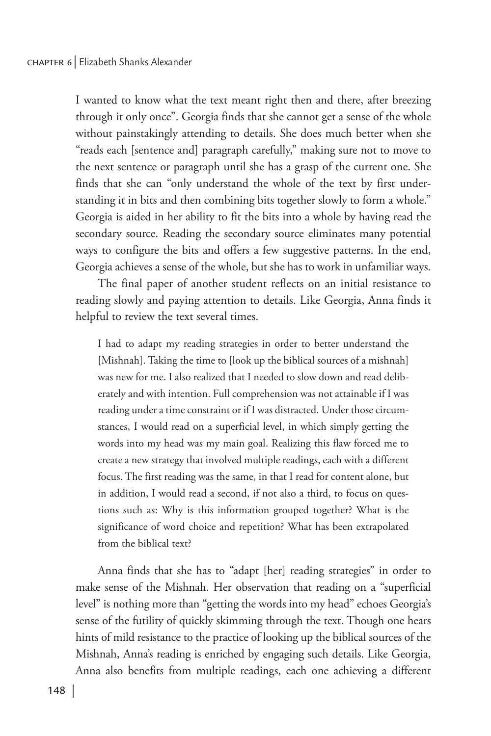I wanted to know what the text meant right then and there, after breezing through it only once". Georgia finds that she cannot get a sense of the whole without painstakingly attending to details. She does much better when she "reads each [sentence and] paragraph carefully," making sure not to move to the next sentence or paragraph until she has a grasp of the current one. She finds that she can "only understand the whole of the text by first understanding it in bits and then combining bits together slowly to form a whole." Georgia is aided in her ability to fit the bits into a whole by having read the secondary source. Reading the secondary source eliminates many potential ways to configure the bits and offers a few suggestive patterns. In the end, Georgia achieves a sense of the whole, but she has to work in unfamiliar ways.

The final paper of another student reflects on an initial resistance to reading slowly and paying attention to details. Like Georgia, Anna finds it helpful to review the text several times.

> I had to adapt my reading strategies in order to better understand the [Mishnah]. Taking the time to [look up the biblical sources of a mishnah] was new for me. I also realized that I needed to slow down and read deliberately and with intention. Full comprehension was not attainable if I was reading under a time constraint or if I was distracted. Under those circumstances, I would read on a superficial level, in which simply getting the words into my head was my main goal. Realizing this flaw forced me to create a new strategy that involved multiple readings, each with a different focus. The first reading was the same, in that I read for content alone, but in addition, I would read a second, if not also a third, to focus on questions such as: Why is this information grouped together? What is the significance of word choice and repetition? What has been extrapolated from the biblical text?

Anna finds that she has to "adapt [her] reading strategies" in order to make sense of the Mishnah. Her observation that reading on a "superficial level" is nothing more than "getting the words into my head" echoes Georgia's sense of the futility of quickly skimming through the text. Though one hears hints of mild resistance to the practice of looking up the biblical sources of the Mishnah, Anna's reading is enriched by engaging such details. Like Georgia, Anna also benefits from multiple readings, each one achieving a different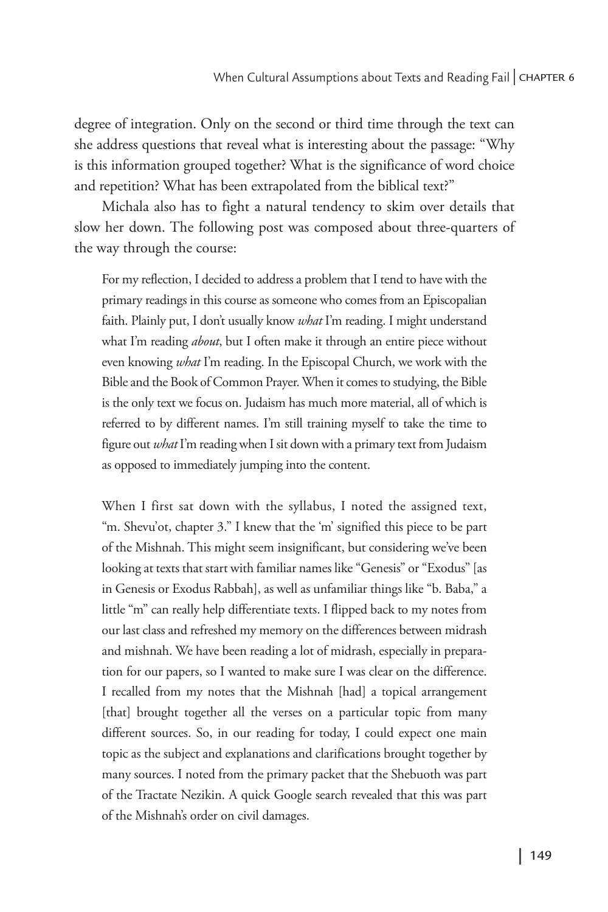degree of integration. Only on the second or third time through the text can she address questions that reveal what is interesting about the passage: "Why is this information grouped together? What is the significance of word choice and repetition? What has been extrapolated from the biblical text?"

Michala also has to fight a natural tendency to skim over details that slow her down. The following post was composed about three-quarters of the way through the course:

> For my reflection, I decided to address a problem that I tend to have with the primary readings in this course as someone who comes from an Episcopalian faith. Plainly put, I don't usually know *what* I'm reading. I might understand what I'm reading *about*, but I often make it through an entire piece without even knowing *what* I'm reading. In the Episcopal Church, we work with the Bible and the Book of Common Prayer. When it comes to studying, the Bible is the only text we focus on. Judaism has much more material, all of which is referred to by different names. I'm still training myself to take the time to figure out *what* I'm reading when I sit down with a primary text from Judaism as opposed to immediately jumping into the content.
>
> When I first sat down with the syllabus, I noted the assigned text, "m. Shevu'ot, chapter 3." I knew that the 'm' signified this piece to be part of the Mishnah. This might seem insignificant, but considering we've been looking at texts that start with familiar names like "Genesis" or "Exodus" [as in Genesis or Exodus Rabbah], as well as unfamiliar things like "b. Baba," a little "m" can really help differentiate texts. I flipped back to my notes from our last class and refreshed my memory on the differences between midrash and mishnah. We have been reading a lot of midrash, especially in preparation for our papers, so I wanted to make sure I was clear on the difference. I recalled from my notes that the Mishnah [had] a topical arrangement [that] brought together all the verses on a particular topic from many different sources. So, in our reading for today, I could expect one main topic as the subject and explanations and clarifications brought together by many sources. I noted from the primary packet that the Shebuoth was part of the Tractate Nezikin. A quick Google search revealed that this was part of the Mishnah's order on civil damages.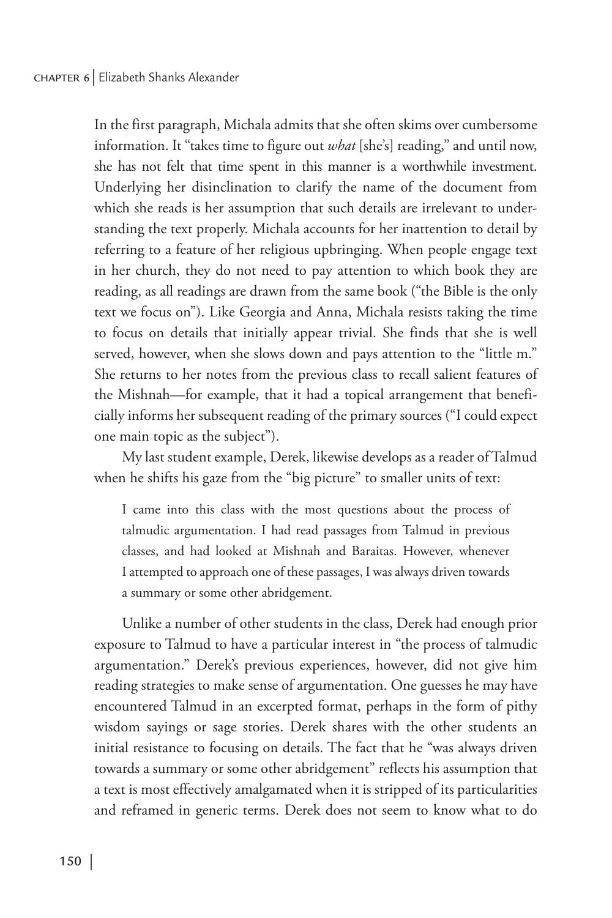In the first paragraph, Michala admits that she often skims over cumbersome information. It "takes time to figure out *what* [she's] reading," and until now, she has not felt that time spent in this manner is a worthwhile investment. Underlying her disinclination to clarify the name of the document from which she reads is her assumption that such details are irrelevant to understanding the text properly. Michala accounts for her inattention to detail by referring to a feature of her religious upbringing. When people engage text in her church, they do not need to pay attention to which book they are reading, as all readings are drawn from the same book ("the Bible is the only text we focus on"). Like Georgia and Anna, Michala resists taking the time to focus on details that initially appear trivial. She finds that she is well served, however, when she slows down and pays attention to the "little m." She returns to her notes from the previous class to recall salient features of the Mishnah—for example, that it had a topical arrangement that beneficially informs her subsequent reading of the primary sources ("I could expect one main topic as the subject").

My last student example, Derek, likewise develops as a reader of Talmud when he shifts his gaze from the "big picture" to smaller units of text:

> I came into this class with the most questions about the process of talmudic argumentation. I had read passages from Talmud in previous classes, and had looked at Mishnah and Baraitas. However, whenever I attempted to approach one of these passages, I was always driven towards a summary or some other abridgement.

Unlike a number of other students in the class, Derek had enough prior exposure to Talmud to have a particular interest in "the process of talmudic argumentation." Derek's previous experiences, however, did not give him reading strategies to make sense of argumentation. One guesses he may have encountered Talmud in an excerpted format, perhaps in the form of pithy wisdom sayings or sage stories. Derek shares with the other students an initial resistance to focusing on details. The fact that he "was always driven towards a summary or some other abridgement" reflects his assumption that a text is most effectively amalgamated when it is stripped of its particularities and reframed in generic terms. Derek does not seem to know what to do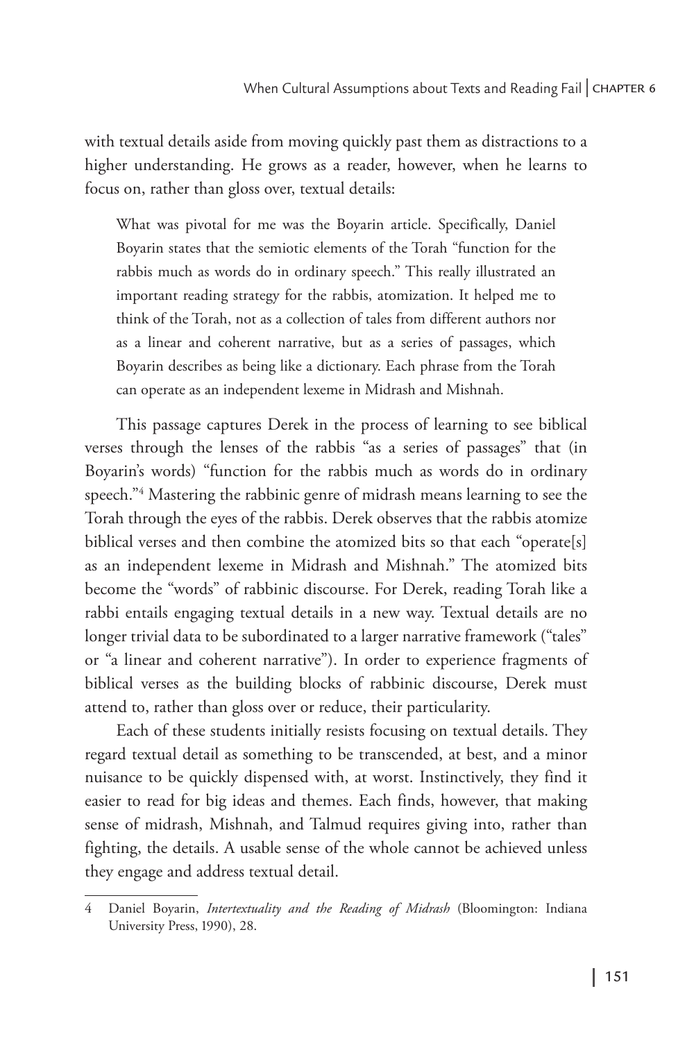with textual details aside from moving quickly past them as distractions to a higher understanding. He grows as a reader, however, when he learns to focus on, rather than gloss over, textual details:

> What was pivotal for me was the Boyarin article. Specifically, Daniel Boyarin states that the semiotic elements of the Torah "function for the rabbis much as words do in ordinary speech." This really illustrated an important reading strategy for the rabbis, atomization. It helped me to think of the Torah, not as a collection of tales from different authors nor as a linear and coherent narrative, but as a series of passages, which Boyarin describes as being like a dictionary. Each phrase from the Torah can operate as an independent lexeme in Midrash and Mishnah.

This passage captures Derek in the process of learning to see biblical verses through the lenses of the rabbis "as a series of passages" that (in Boyarin's words) "function for the rabbis much as words do in ordinary speech."[4] Mastering the rabbinic genre of midrash means learning to see the Torah through the eyes of the rabbis. Derek observes that the rabbis atomize biblical verses and then combine the atomized bits so that each "operate[s] as an independent lexeme in Midrash and Mishnah." The atomized bits become the "words" of rabbinic discourse. For Derek, reading Torah like a rabbi entails engaging textual details in a new way. Textual details are no longer trivial data to be subordinated to a larger narrative framework ("tales" or "a linear and coherent narrative"). In order to experience fragments of biblical verses as the building blocks of rabbinic discourse, Derek must attend to, rather than gloss over or reduce, their particularity.

Each of these students initially resists focusing on textual details. They regard textual detail as something to be transcended, at best, and a minor nuisance to be quickly dispensed with, at worst. Instinctively, they find it easier to read for big ideas and themes. Each finds, however, that making sense of midrash, Mishnah, and Talmud requires giving into, rather than fighting, the details. A usable sense of the whole cannot be achieved unless they engage and address textual detail.

---

4 Daniel Boyarin, *Intertextuality and the Reading of Midrash* (Bloomington: Indiana University Press, 1990), 28.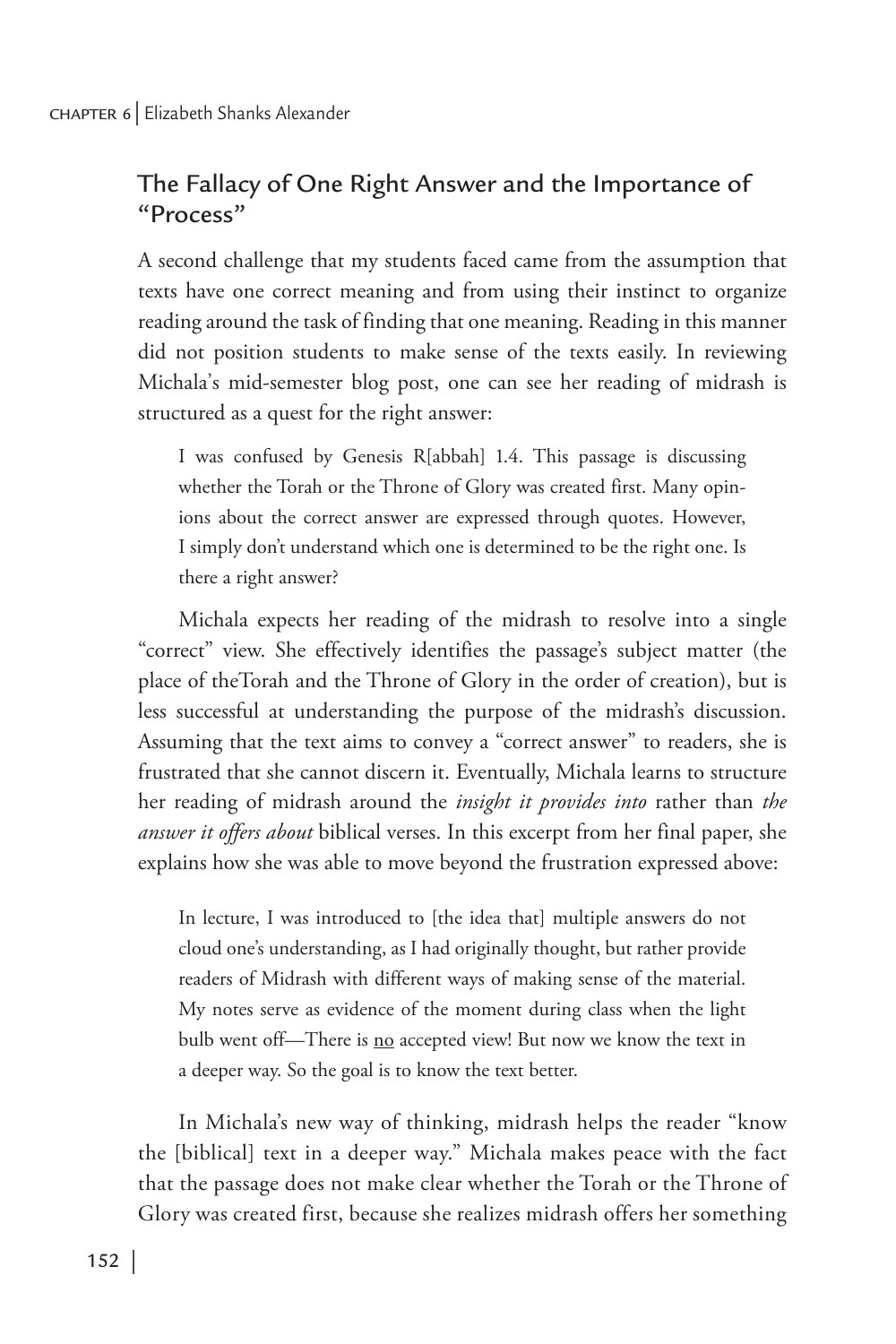## The Fallacy of One Right Answer and the Importance of "Process"

A second challenge that my students faced came from the assumption that texts have one correct meaning and from using their instinct to organize reading around the task of finding that one meaning. Reading in this manner did not position students to make sense of the texts easily. In reviewing Michala's mid-semester blog post, one can see her reading of midrash is structured as a quest for the right answer:

> I was confused by Genesis R[abbah] 1.4. This passage is discussing whether the Torah or the Throne of Glory was created first. Many opinions about the correct answer are expressed through quotes. However, I simply don't understand which one is determined to be the right one. Is there a right answer?

Michala expects her reading of the midrash to resolve into a single "correct" view. She effectively identifies the passage's subject matter (the place of theTorah and the Throne of Glory in the order of creation), but is less successful at understanding the purpose of the midrash's discussion. Assuming that the text aims to convey a "correct answer" to readers, she is frustrated that she cannot discern it. Eventually, Michala learns to structure her reading of midrash around the *insight it provides into* rather than *the answer it offers about* biblical verses. In this excerpt from her final paper, she explains how she was able to move beyond the frustration expressed above:

> In lecture, I was introduced to [the idea that] multiple answers do not cloud one's understanding, as I had originally thought, but rather provide readers of Midrash with different ways of making sense of the material. My notes serve as evidence of the moment during class when the light bulb went off—There is <u>no</u> accepted view! But now we know the text in a deeper way. So the goal is to know the text better.

In Michala's new way of thinking, midrash helps the reader "know the [biblical] text in a deeper way." Michala makes peace with the fact that the passage does not make clear whether the Torah or the Throne of Glory was created first, because she realizes midrash offers her something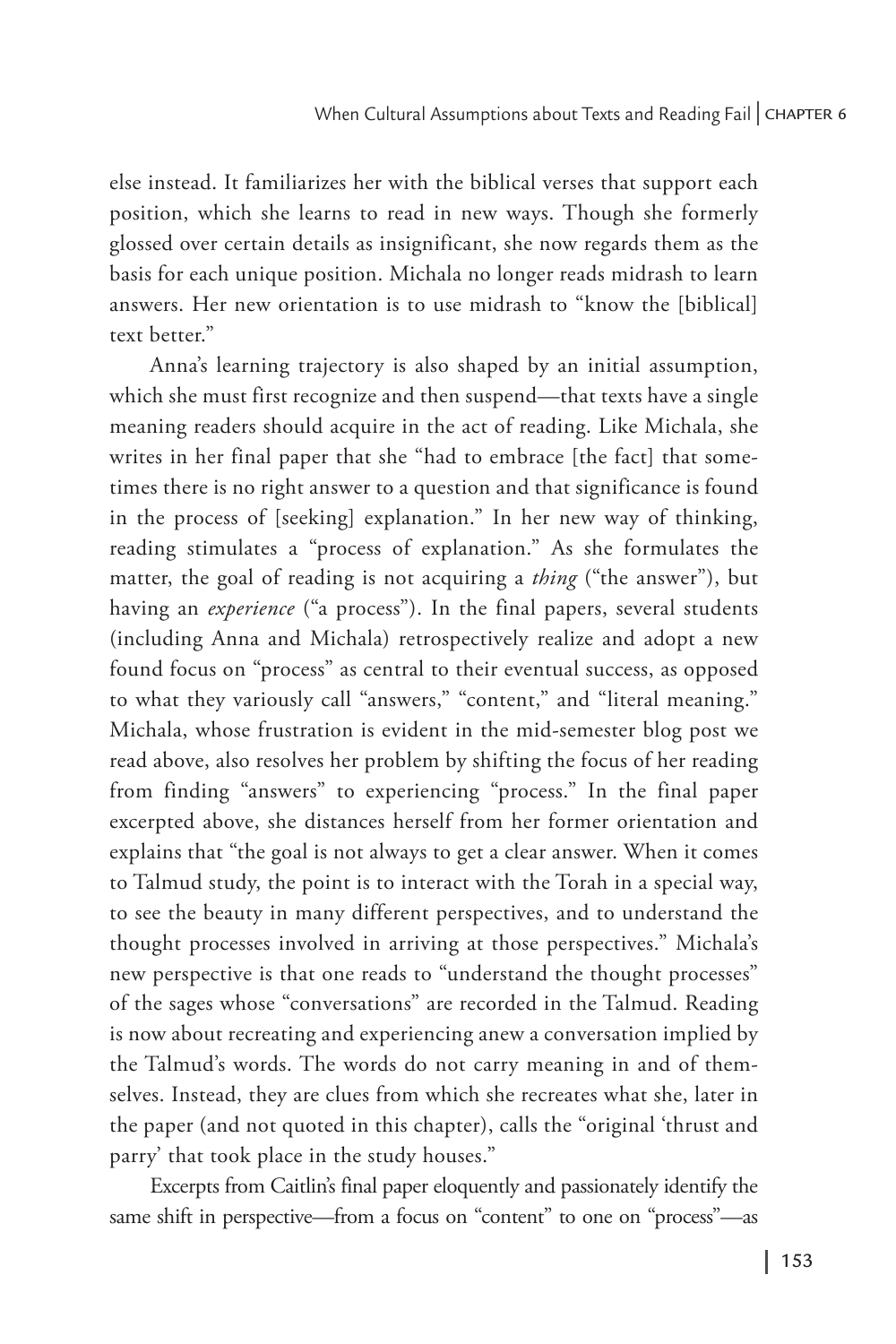else instead. It familiarizes her with the biblical verses that support each position, which she learns to read in new ways. Though she formerly glossed over certain details as insignificant, she now regards them as the basis for each unique position. Michala no longer reads midrash to learn answers. Her new orientation is to use midrash to "know the [biblical] text better."

Anna's learning trajectory is also shaped by an initial assumption, which she must first recognize and then suspend—that texts have a single meaning readers should acquire in the act of reading. Like Michala, she writes in her final paper that she "had to embrace [the fact] that sometimes there is no right answer to a question and that significance is found in the process of [seeking] explanation." In her new way of thinking, reading stimulates a "process of explanation." As she formulates the matter, the goal of reading is not acquiring a *thing* ("the answer"), but having an *experience* ("a process"). In the final papers, several students (including Anna and Michala) retrospectively realize and adopt a new found focus on "process" as central to their eventual success, as opposed to what they variously call "answers," "content," and "literal meaning." Michala, whose frustration is evident in the mid-semester blog post we read above, also resolves her problem by shifting the focus of her reading from finding "answers" to experiencing "process." In the final paper excerpted above, she distances herself from her former orientation and explains that "the goal is not always to get a clear answer. When it comes to Talmud study, the point is to interact with the Torah in a special way, to see the beauty in many different perspectives, and to understand the thought processes involved in arriving at those perspectives." Michala's new perspective is that one reads to "understand the thought processes" of the sages whose "conversations" are recorded in the Talmud. Reading is now about recreating and experiencing anew a conversation implied by the Talmud's words. The words do not carry meaning in and of themselves. Instead, they are clues from which she recreates what she, later in the paper (and not quoted in this chapter), calls the "original 'thrust and parry' that took place in the study houses."

Excerpts from Caitlin's final paper eloquently and passionately identify the same shift in perspective—from a focus on "content" to one on "process"—as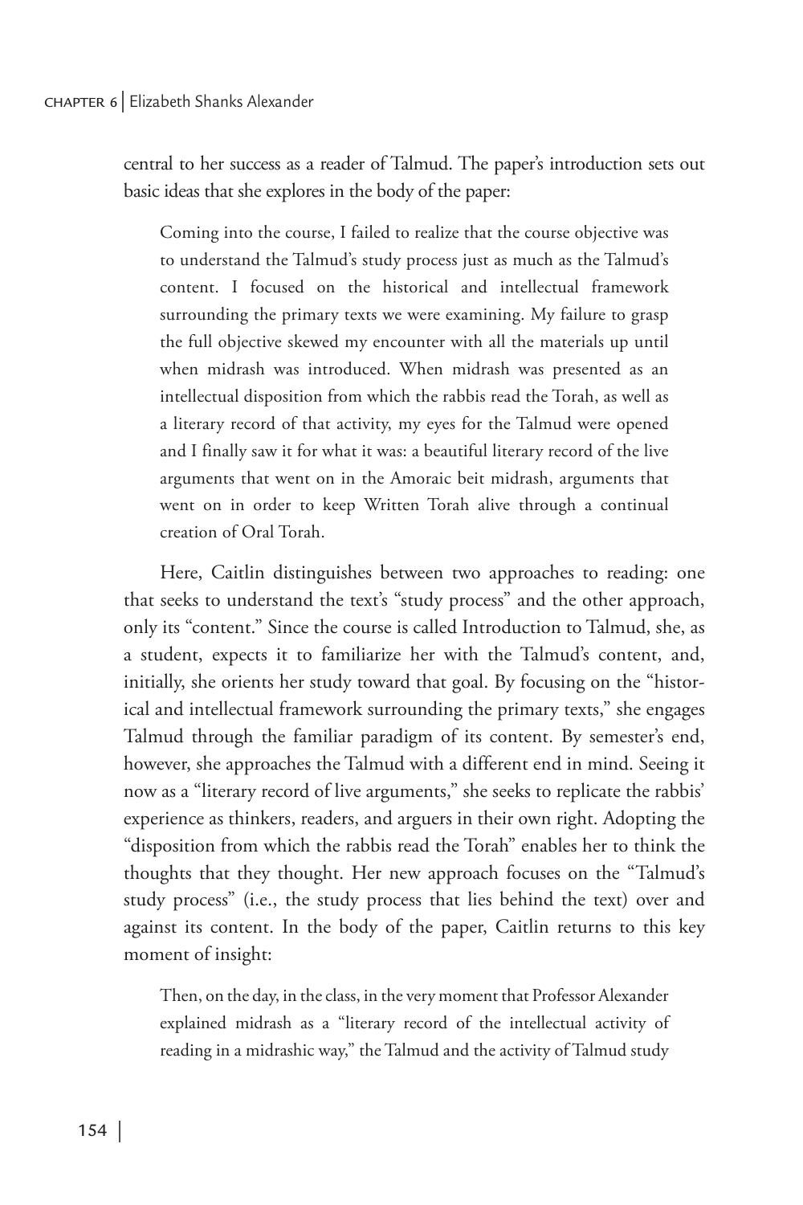central to her success as a reader of Talmud. The paper's introduction sets out basic ideas that she explores in the body of the paper:

> Coming into the course, I failed to realize that the course objective was to understand the Talmud's study process just as much as the Talmud's content. I focused on the historical and intellectual framework surrounding the primary texts we were examining. My failure to grasp the full objective skewed my encounter with all the materials up until when midrash was introduced. When midrash was presented as an intellectual disposition from which the rabbis read the Torah, as well as a literary record of that activity, my eyes for the Talmud were opened and I finally saw it for what it was: a beautiful literary record of the live arguments that went on in the Amoraic beit midrash, arguments that went on in order to keep Written Torah alive through a continual creation of Oral Torah.

Here, Caitlin distinguishes between two approaches to reading: one that seeks to understand the text's "study process" and the other approach, only its "content." Since the course is called Introduction to Talmud, she, as a student, expects it to familiarize her with the Talmud's content, and, initially, she orients her study toward that goal. By focusing on the "historical and intellectual framework surrounding the primary texts," she engages Talmud through the familiar paradigm of its content. By semester's end, however, she approaches the Talmud with a different end in mind. Seeing it now as a "literary record of live arguments," she seeks to replicate the rabbis' experience as thinkers, readers, and arguers in their own right. Adopting the "disposition from which the rabbis read the Torah" enables her to think the thoughts that they thought. Her new approach focuses on the "Talmud's study process" (i.e., the study process that lies behind the text) over and against its content. In the body of the paper, Caitlin returns to this key moment of insight:

> Then, on the day, in the class, in the very moment that Professor Alexander explained midrash as a "literary record of the intellectual activity of reading in a midrashic way," the Talmud and the activity of Talmud study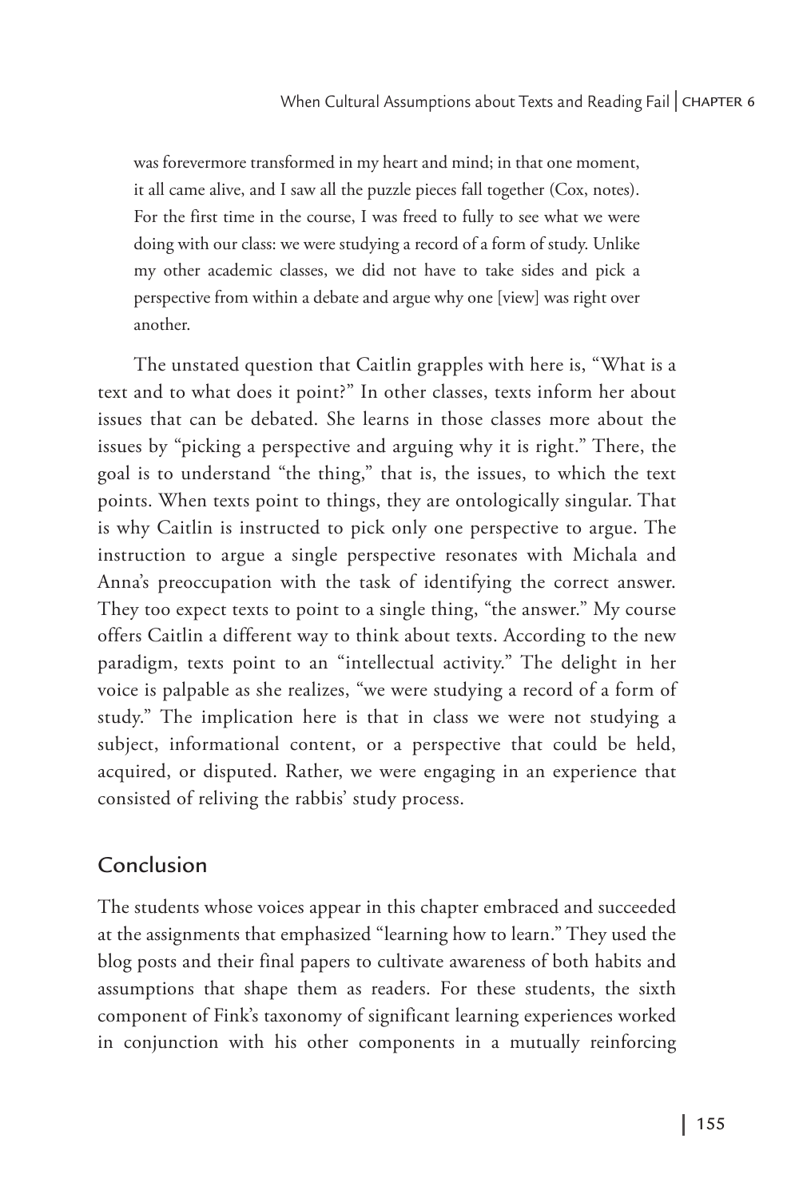> was forevermore transformed in my heart and mind; in that one moment, it all came alive, and I saw all the puzzle pieces fall together (Cox, notes). For the first time in the course, I was freed to fully to see what we were doing with our class: we were studying a record of a form of study. Unlike my other academic classes, we did not have to take sides and pick a perspective from within a debate and argue why one [view] was right over another.

The unstated question that Caitlin grapples with here is, "What is a text and to what does it point?" In other classes, texts inform her about issues that can be debated. She learns in those classes more about the issues by "picking a perspective and arguing why it is right." There, the goal is to understand "the thing," that is, the issues, to which the text points. When texts point to things, they are ontologically singular. That is why Caitlin is instructed to pick only one perspective to argue. The instruction to argue a single perspective resonates with Michala and Anna's preoccupation with the task of identifying the correct answer. They too expect texts to point to a single thing, "the answer." My course offers Caitlin a different way to think about texts. According to the new paradigm, texts point to an "intellectual activity." The delight in her voice is palpable as she realizes, "we were studying a record of a form of study." The implication here is that in class we were not studying a subject, informational content, or a perspective that could be held, acquired, or disputed. Rather, we were engaging in an experience that consisted of reliving the rabbis' study process.

## Conclusion

The students whose voices appear in this chapter embraced and succeeded at the assignments that emphasized "learning how to learn." They used the blog posts and their final papers to cultivate awareness of both habits and assumptions that shape them as readers. For these students, the sixth component of Fink's taxonomy of significant learning experiences worked in conjunction with his other components in a mutually reinforcing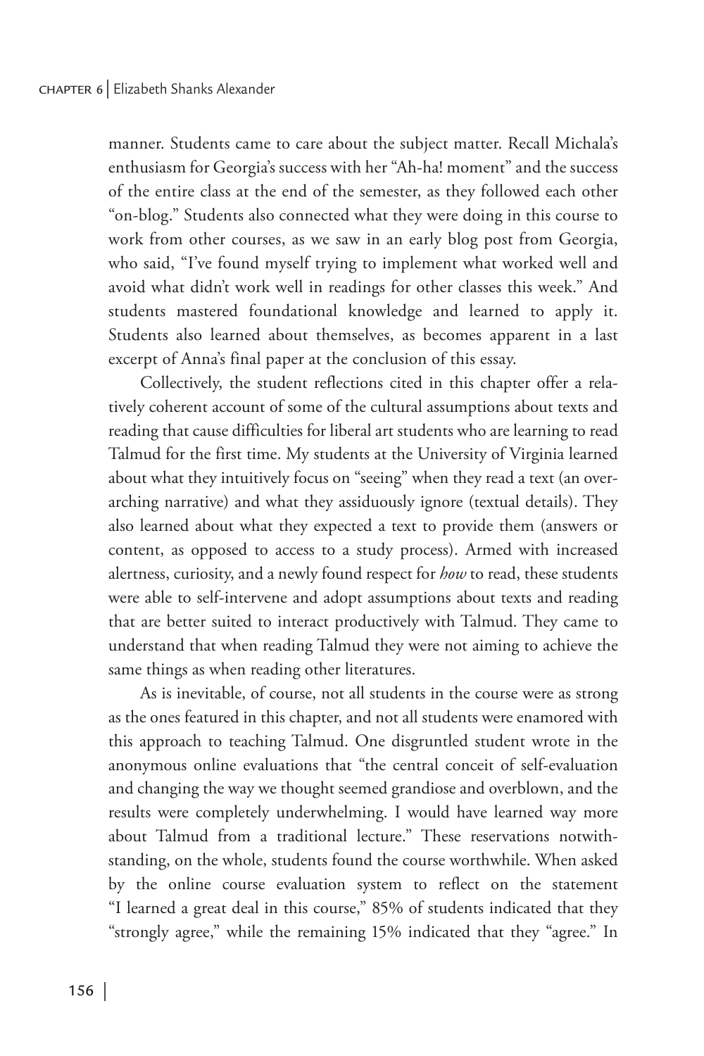manner. Students came to care about the subject matter. Recall Michala's enthusiasm for Georgia's success with her "Ah-ha! moment" and the success of the entire class at the end of the semester, as they followed each other "on-blog." Students also connected what they were doing in this course to work from other courses, as we saw in an early blog post from Georgia, who said, "I've found myself trying to implement what worked well and avoid what didn't work well in readings for other classes this week." And students mastered foundational knowledge and learned to apply it. Students also learned about themselves, as becomes apparent in a last excerpt of Anna's final paper at the conclusion of this essay.

Collectively, the student reflections cited in this chapter offer a relatively coherent account of some of the cultural assumptions about texts and reading that cause difficulties for liberal art students who are learning to read Talmud for the first time. My students at the University of Virginia learned about what they intuitively focus on "seeing" when they read a text (an overarching narrative) and what they assiduously ignore (textual details). They also learned about what they expected a text to provide them (answers or content, as opposed to access to a study process). Armed with increased alertness, curiosity, and a newly found respect for *how* to read, these students were able to self-intervene and adopt assumptions about texts and reading that are better suited to interact productively with Talmud. They came to understand that when reading Talmud they were not aiming to achieve the same things as when reading other literatures.

As is inevitable, of course, not all students in the course were as strong as the ones featured in this chapter, and not all students were enamored with this approach to teaching Talmud. One disgruntled student wrote in the anonymous online evaluations that "the central conceit of self-evaluation and changing the way we thought seemed grandiose and overblown, and the results were completely underwhelming. I would have learned way more about Talmud from a traditional lecture." These reservations notwithstanding, on the whole, students found the course worthwhile. When asked by the online course evaluation system to reflect on the statement "I learned a great deal in this course," 85% of students indicated that they "strongly agree," while the remaining 15% indicated that they "agree." In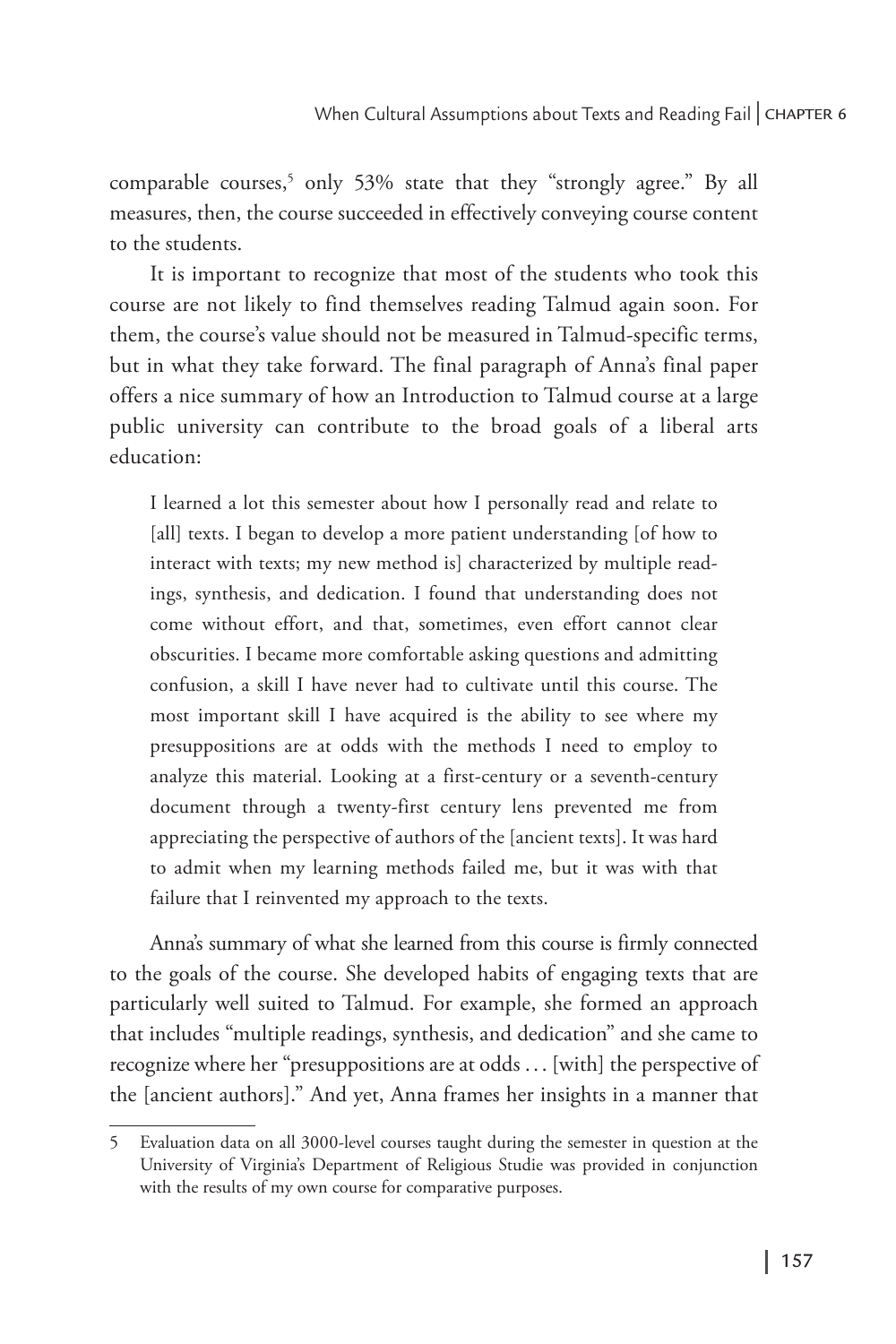comparable courses,[5] only 53% state that they "strongly agree." By all measures, then, the course succeeded in effectively conveying course content to the students.

It is important to recognize that most of the students who took this course are not likely to find themselves reading Talmud again soon. For them, the course's value should not be measured in Talmud-specific terms, but in what they take forward. The final paragraph of Anna's final paper offers a nice summary of how an Introduction to Talmud course at a large public university can contribute to the broad goals of a liberal arts education:

> I learned a lot this semester about how I personally read and relate to [all] texts. I began to develop a more patient understanding [of how to interact with texts; my new method is] characterized by multiple readings, synthesis, and dedication. I found that understanding does not come without effort, and that, sometimes, even effort cannot clear obscurities. I became more comfortable asking questions and admitting confusion, a skill I have never had to cultivate until this course. The most important skill I have acquired is the ability to see where my presuppositions are at odds with the methods I need to employ to analyze this material. Looking at a first-century or a seventh-century document through a twenty-first century lens prevented me from appreciating the perspective of authors of the [ancient texts]. It was hard to admit when my learning methods failed me, but it was with that failure that I reinvented my approach to the texts.

Anna's summary of what she learned from this course is firmly connected to the goals of the course. She developed habits of engaging texts that are particularly well suited to Talmud. For example, she formed an approach that includes "multiple readings, synthesis, and dedication" and she came to recognize where her "presuppositions are at odds . . . [with] the perspective of the [ancient authors]." And yet, Anna frames her insights in a manner that

---

5 Evaluation data on all 3000-level courses taught during the semester in question at the University of Virginia's Department of Religious Studie was provided in conjunction with the results of my own course for comparative purposes.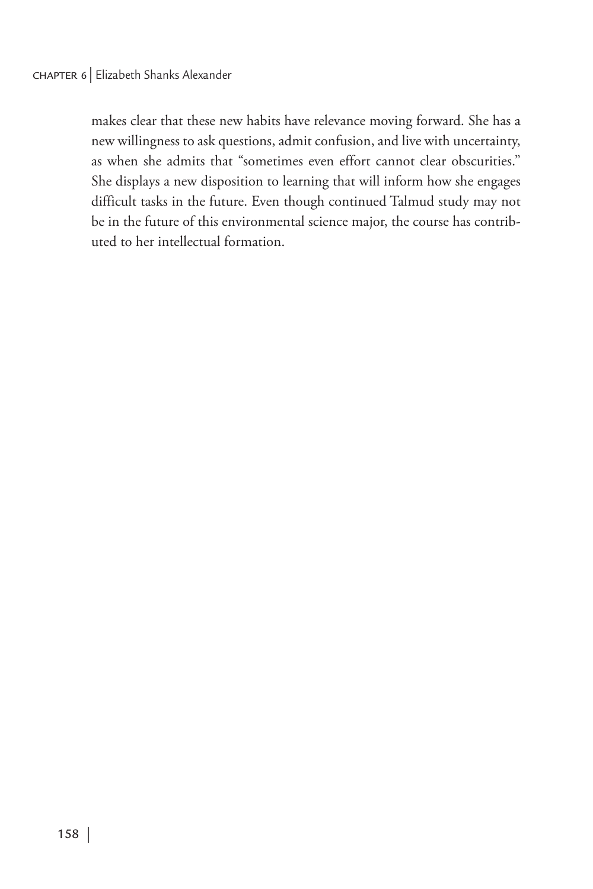makes clear that these new habits have relevance moving forward. She has a new willingness to ask questions, admit confusion, and live with uncertainty, as when she admits that "sometimes even effort cannot clear obscurities." She displays a new disposition to learning that will inform how she engages difficult tasks in the future. Even though continued Talmud study may not be in the future of this environmental science major, the course has contributed to her intellectual formation.